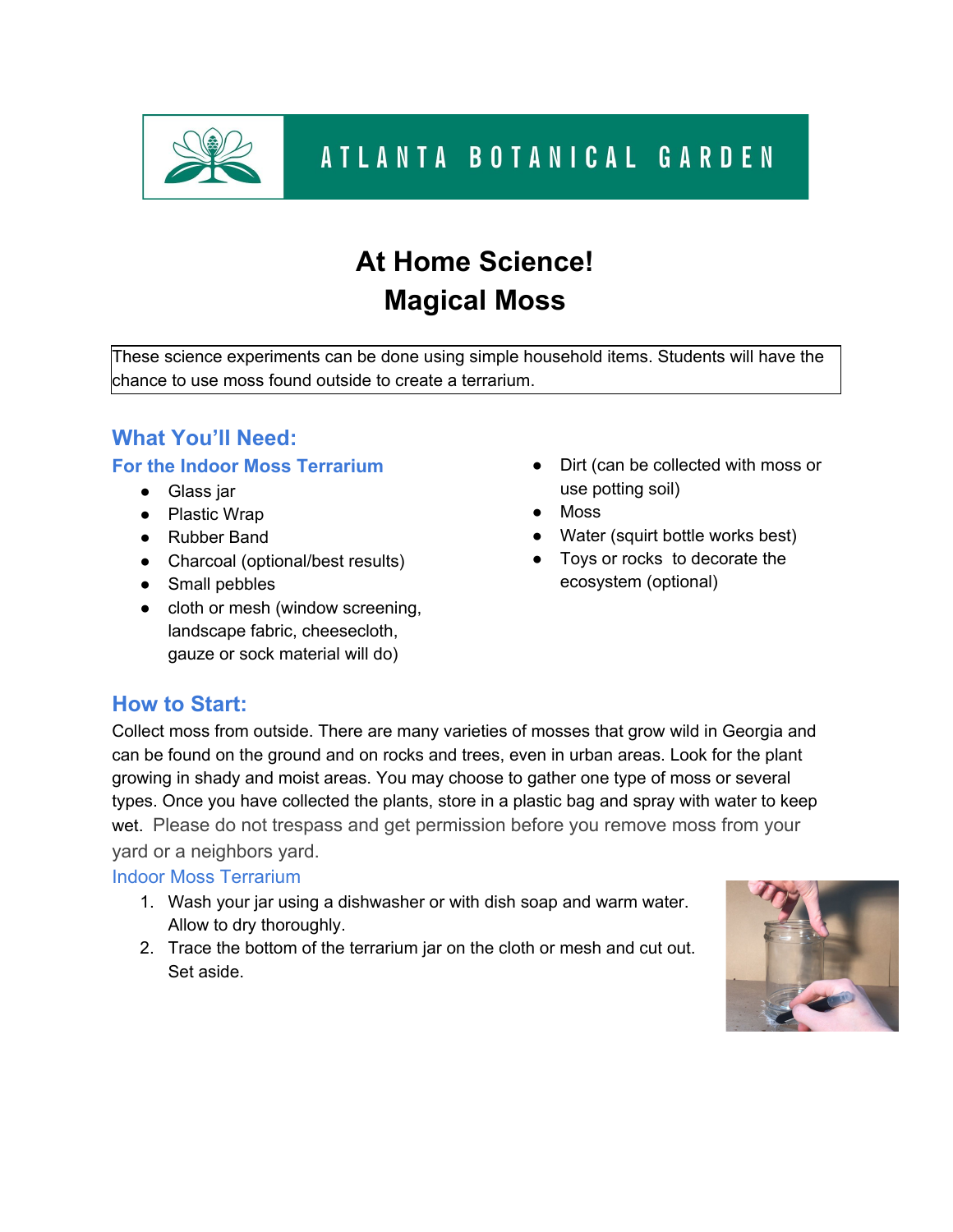ATLANTA BOTANICAL GARDEN

# At Home Science!
# Magical Moss

These science experiments can be done using simple household items. Students will have the chance to use moss found outside to create a terrarium.

## What You'll Need:

### For the Indoor Moss Terrarium

- Glass jar
- Plastic Wrap
- Rubber Band
- Charcoal (optional/best results)
- Small pebbles
- cloth or mesh (window screening, landscape fabric, cheesecloth, gauze or sock material will do)
- Dirt (can be collected with moss or use potting soil)
- Moss
- Water (squirt bottle works best)
- Toys or rocks to decorate the ecosystem (optional)

## How to Start:

Collect moss from outside. There are many varieties of mosses that grow wild in Georgia and can be found on the ground and on rocks and trees, even in urban areas. Look for the plant growing in shady and moist areas. You may choose to gather one type of moss or several types. Once you have collected the plants, store in a plastic bag and spray with water to keep wet. Please do not trespass and get permission before you remove moss from your yard or a neighbors yard.

### Indoor Moss Terrarium

1. Wash your jar using a dishwasher or with dish soap and warm water. Allow to dry thoroughly.
2. Trace the bottom of the terrarium jar on the cloth or mesh and cut out. Set aside.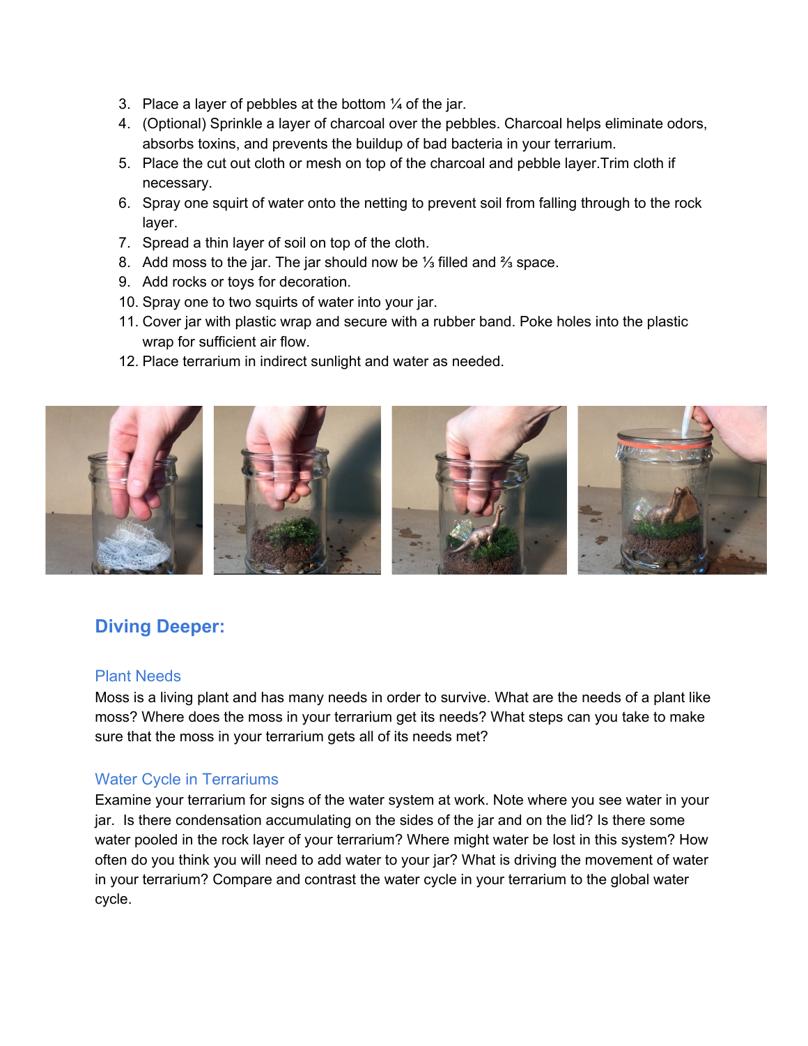3. Place a layer of pebbles at the bottom ¼ of the jar.
4. (Optional) Sprinkle a layer of charcoal over the pebbles. Charcoal helps eliminate odors, absorbs toxins, and prevents the buildup of bad bacteria in your terrarium.
5. Place the cut out cloth or mesh on top of the charcoal and pebble layer.Trim cloth if necessary.
6. Spray one squirt of water onto the netting to prevent soil from falling through to the rock layer.
7. Spread a thin layer of soil on top of the cloth.
8. Add moss to the jar. The jar should now be ⅓ filled and ⅔ space.
9. Add rocks or toys for decoration.
10. Spray one to two squirts of water into your jar.
11. Cover jar with plastic wrap and secure with a rubber band. Poke holes into the plastic wrap for sufficient air flow.
12. Place terrarium in indirect sunlight and water as needed.

## Diving Deeper:

### Plant Needs

Moss is a living plant and has many needs in order to survive. What are the needs of a plant like moss? Where does the moss in your terrarium get its needs? What steps can you take to make sure that the moss in your terrarium gets all of its needs met?

### Water Cycle in Terrariums

Examine your terrarium for signs of the water system at work. Note where you see water in your jar. Is there condensation accumulating on the sides of the jar and on the lid? Is there some water pooled in the rock layer of your terrarium? Where might water be lost in this system? How often do you think you will need to add water to your jar? What is driving the movement of water in your terrarium? Compare and contrast the water cycle in your terrarium to the global water cycle.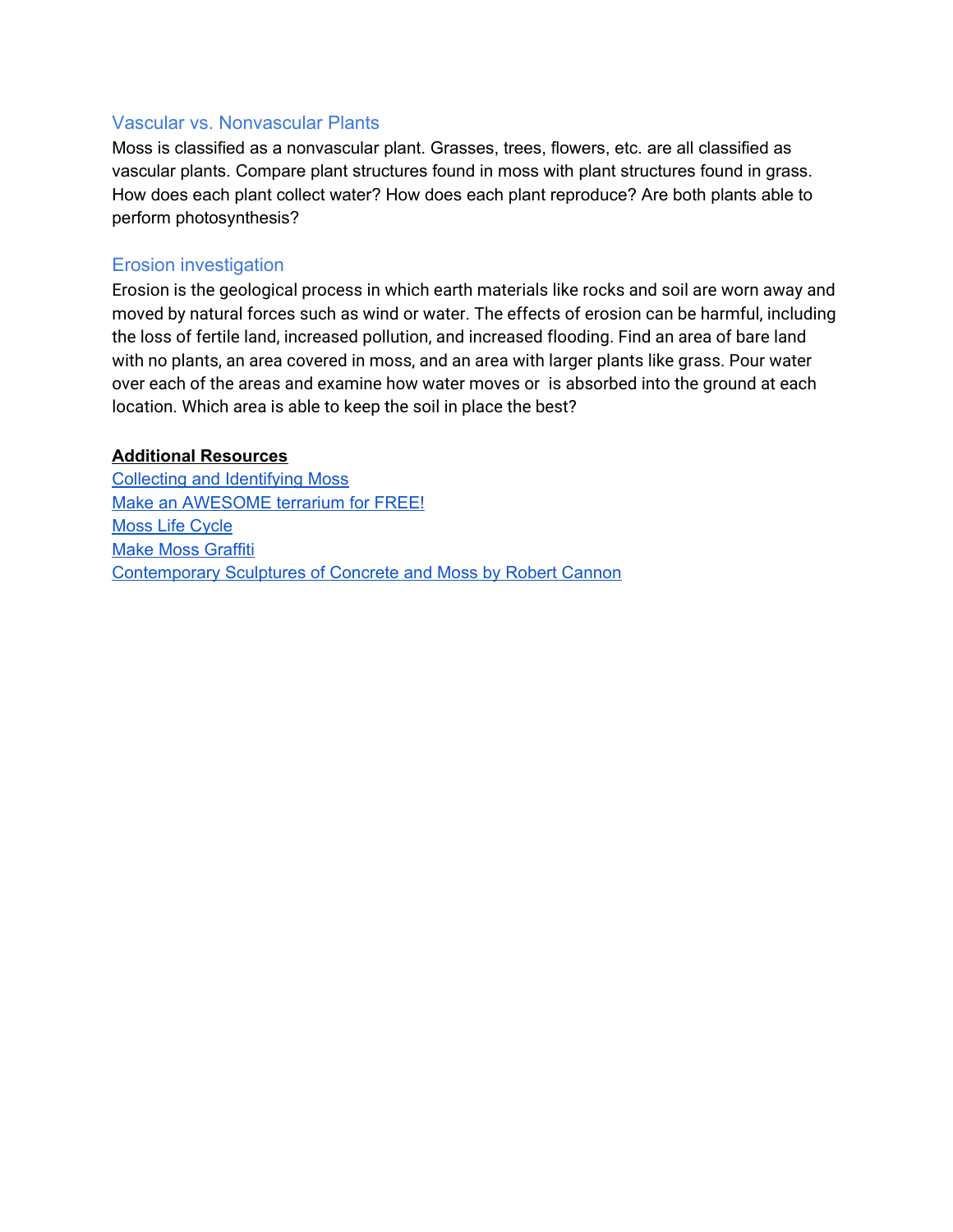## Vascular vs. Nonvascular Plants

Moss is classified as a nonvascular plant. Grasses, trees, flowers, etc. are all classified as vascular plants. Compare plant structures found in moss with plant structures found in grass. How does each plant collect water? How does each plant reproduce? Are both plants able to perform photosynthesis?

## Erosion investigation

Erosion is the geological process in which earth materials like rocks and soil are worn away and moved by natural forces such as wind or water. The effects of erosion can be harmful, including the loss of fertile land, increased pollution, and increased flooding. Find an area of bare land with no plants, an area covered in moss, and an area with larger plants like grass. Pour water over each of the areas and examine how water moves or is absorbed into the ground at each location. Which area is able to keep the soil in place the best?

**Additional Resources**

Collecting and Identifying Moss
Make an AWESOME terrarium for FREE!
Moss Life Cycle
Make Moss Graffiti
Contemporary Sculptures of Concrete and Moss by Robert Cannon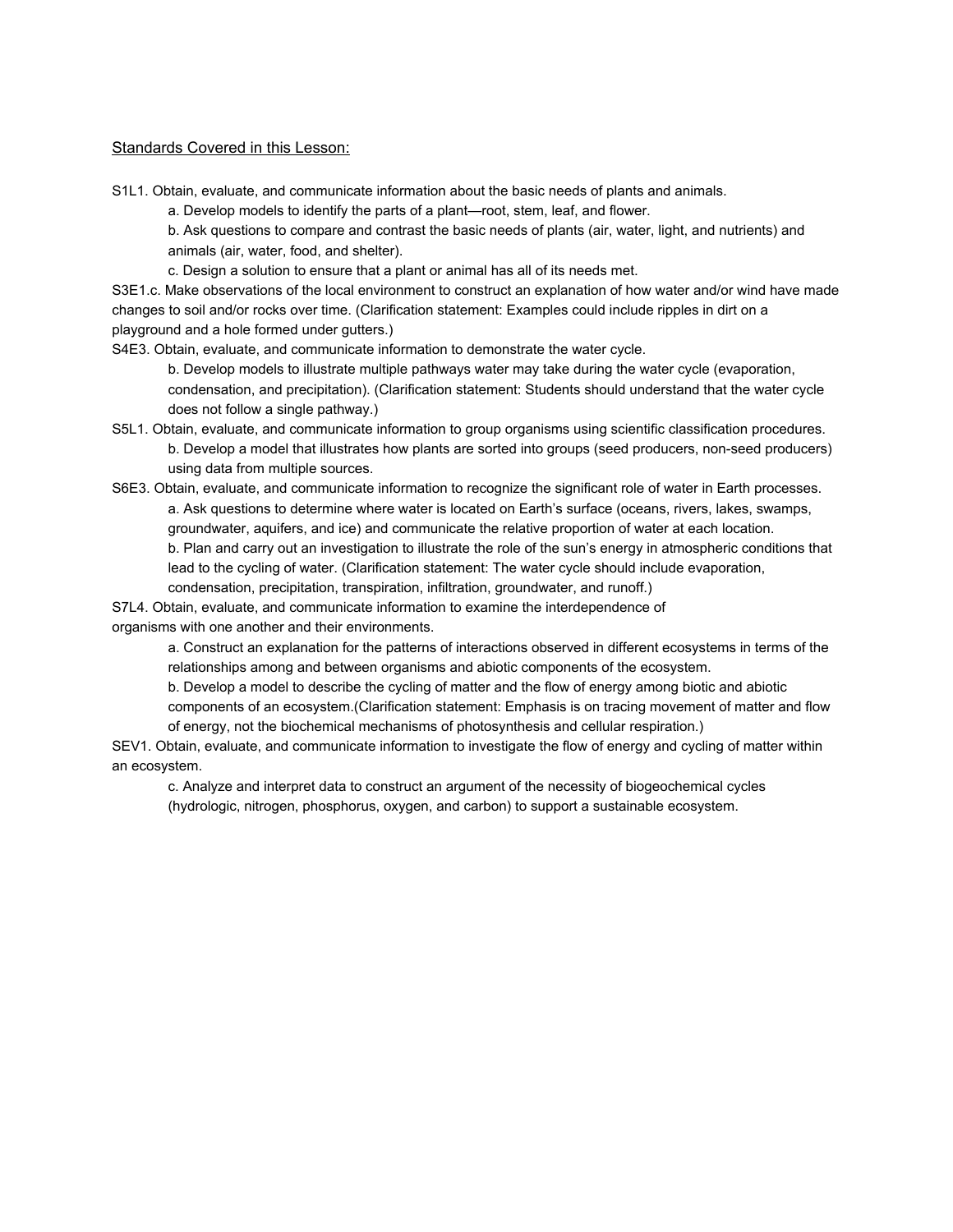<u>Standards Covered in this Lesson:</u>

S1L1. Obtain, evaluate, and communicate information about the basic needs of plants and animals.

- a. Develop models to identify the parts of a plant—root, stem, leaf, and flower.
- b. Ask questions to compare and contrast the basic needs of plants (air, water, light, and nutrients) and animals (air, water, food, and shelter).
- c. Design a solution to ensure that a plant or animal has all of its needs met.

S3E1.c. Make observations of the local environment to construct an explanation of how water and/or wind have made changes to soil and/or rocks over time. (Clarification statement: Examples could include ripples in dirt on a playground and a hole formed under gutters.)

S4E3. Obtain, evaluate, and communicate information to demonstrate the water cycle.

- b. Develop models to illustrate multiple pathways water may take during the water cycle (evaporation, condensation, and precipitation). (Clarification statement: Students should understand that the water cycle does not follow a single pathway.)

S5L1. Obtain, evaluate, and communicate information to group organisms using scientific classification procedures.

- b. Develop a model that illustrates how plants are sorted into groups (seed producers, non-seed producers) using data from multiple sources.

S6E3. Obtain, evaluate, and communicate information to recognize the significant role of water in Earth processes.

- a. Ask questions to determine where water is located on Earth's surface (oceans, rivers, lakes, swamps, groundwater, aquifers, and ice) and communicate the relative proportion of water at each location.
- b. Plan and carry out an investigation to illustrate the role of the sun's energy in atmospheric conditions that lead to the cycling of water. (Clarification statement: The water cycle should include evaporation, condensation, precipitation, transpiration, infiltration, groundwater, and runoff.)

S7L4. Obtain, evaluate, and communicate information to examine the interdependence of organisms with one another and their environments.

- a. Construct an explanation for the patterns of interactions observed in different ecosystems in terms of the relationships among and between organisms and abiotic components of the ecosystem.
- b. Develop a model to describe the cycling of matter and the flow of energy among biotic and abiotic components of an ecosystem.(Clarification statement: Emphasis is on tracing movement of matter and flow of energy, not the biochemical mechanisms of photosynthesis and cellular respiration.)

SEV1. Obtain, evaluate, and communicate information to investigate the flow of energy and cycling of matter within an ecosystem.

- c. Analyze and interpret data to construct an argument of the necessity of biogeochemical cycles (hydrologic, nitrogen, phosphorus, oxygen, and carbon) to support a sustainable ecosystem.